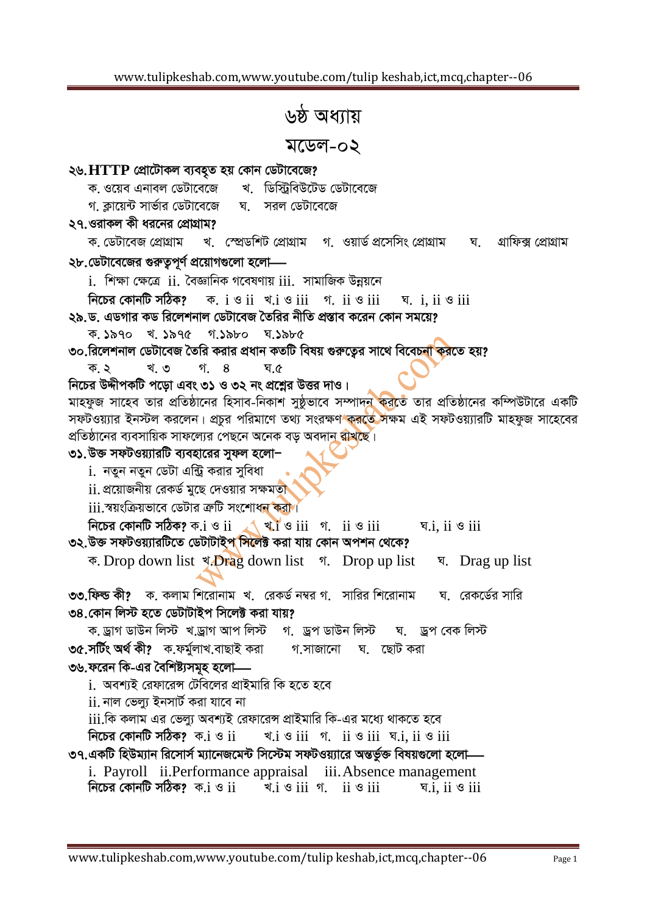# ৬ষ্ঠ অধ্যায়

## মডেল-০২

**২৬. HTTP প্রোটোকল ব্যবহৃত হয় কোন ডেটাবেজে?**

ক. ওয়েব এনাবল ডেটাবেজে খ. ডিস্ট্রিবিউটেড ডেটাবেজে
গ. ক্লায়েন্ট সার্ভার ডেটাবেজে ঘ. সরল ডেটাবেজে

**২৭. ওরাকল কী ধরনের প্রোগ্রাম?**

ক. ডেটাবেজ প্রোগ্রাম খ. স্প্রেডশিট প্রোগ্রাম গ. ওয়ার্ড প্রসেসিং প্রোগ্রাম ঘ. গ্রাফিক্স প্রোগ্রাম

**২৮. ডেটাবেজের গুরুত্বপূর্ণ প্রয়োগগুলো হলো—**

i. শিক্ষা ক্ষেত্রে ii. বৈজ্ঞানিক গবেষণায় iii. সামাজিক উন্নয়নে

**নিচের কোনটি সঠিক?** ক. i ও ii খ. i ও iii গ. ii ও iii ঘ. i, ii ও iii

**২৯. ড. এডগার কড রিলেশনাল ডেটাবেজ তৈরির নীতি প্রস্তাব করেন কোন সময়ে?**

ক. ১৯৭০ খ. ১৯৭৫ গ. ১৯৮০ ঘ. ১৯৮৫

**৩০. রিলেশনাল ডেটাবেজ তৈরি করার প্রধান কতটি বিষয় গুরুত্বের সাথে বিবেচনা করতে হয়?**

ক. ২ খ. ৩ গ. ৪ ঘ. ৫

**নিচের উদ্দীপকটি পড়ো এবং ৩১ ও ৩২ নং প্রশ্নের উত্তর দাও।**

মাহফুজ সাহেব তার প্রতিষ্ঠানের হিসাব-নিকাশ সুষ্ঠুভাবে সম্পাদন করতে তার প্রতিষ্ঠানের কম্পিউটারে একটি সফটওয়্যার ইনস্টল করলেন। প্রচুর পরিমাণে তথ্য সংরক্ষণ করতে সক্ষম এই সফটওয়্যারটি মাহফুজ সাহেবের প্রতিষ্ঠানের ব্যবসায়িক সাফল্যের পেছনে অনেক বড় অবদান রাখছে।

**৩১. উক্ত সফটওয়্যারটি ব্যবহারের সুফল হলো–**

i. নতুন নতুন ডেটা এন্ট্রি করার সুবিধা
ii. প্রয়োজনীয় রেকর্ড মুছে দেওয়ার সক্ষমতা
iii. স্বয়ংক্রিয়ভাবে ডেটার ত্রুটি সংশোধন করা।

**নিচের কোনটি সঠিক?** ক. i ও ii খ. i ও iii গ. ii ও iii ঘ. i, ii ও iii

**৩২. উক্ত সফটওয়্যারটিতে ডেটাটাইপ সিলেক্ট করা যায় কোন অপশন থেকে?**

ক. Drop down list খ. Drag down list গ. Drop up list ঘ. Drag up list

**৩৩. ফিল্ড কী?** ক. কলাম শিরোনাম খ. রেকর্ড নম্বর গ. সারির শিরোনাম ঘ. রেকর্ডের সারি

**৩৪. কোন লিস্ট হতে ডেটাটাইপ সিলেক্ট করা যায়?**

ক. ড্রাগ ডাউন লিস্ট খ. ড্রাগ আপ লিস্ট গ. ড্রপ ডাউন লিস্ট ঘ. ড্রপ বেক লিস্ট

**৩৫. সর্টিং অর্থ কী?** ক. ফর্মুলা খ. বাছাই করা গ. সাজানো ঘ. ছোট করা

**৩৬. ফরেন কি-এর বৈশিষ্ট্যসমূহ হলো—**

i. অবশ্যই রেফারেন্স টেবিলের প্রাইমারি কি হতে হবে
ii. নাল ভেল্যু ইনসার্ট করা যাবে না
iii. কি কলাম এর ভেল্যু অবশ্যই রেফারেন্স প্রাইমারি কি-এর মধ্যে থাকতে হবে

**নিচের কোনটি সঠিক?** ক. i ও ii খ. i ও iii গ. ii ও iii ঘ. i, ii ও iii

**৩৭. একটি হিউম্যান রিসোর্স ম্যানেজমেন্ট সিস্টেম সফটওয়্যারে অন্তর্ভুক্ত বিষয়গুলো হলো—**

i. Payroll ii. Performance appraisal iii. Absence management

**নিচের কোনটি সঠিক?** ক. i ও ii খ. i ও iii গ. ii ও iii ঘ. i, ii ও iii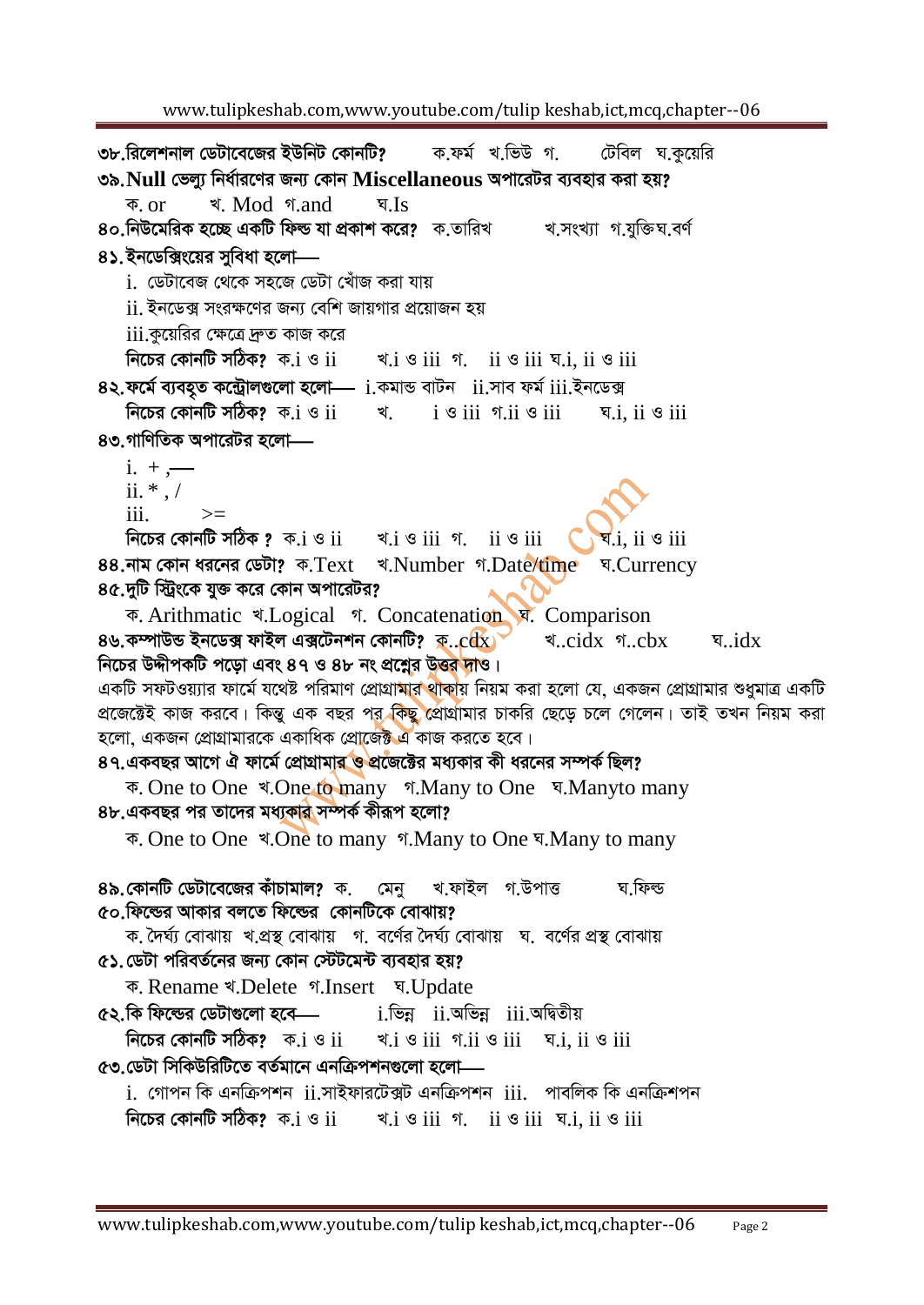**৩৮.রিলেশনাল ডেটাবেজের ইউনিট কোনটি?** ক.ফর্ম খ.ভিউ গ. টেবিল ঘ.কুয়েরি

**৩৯.Null ভেল্যু নির্ধারণের জন্য কোন Miscellaneous অপারেটর ব্যবহার করা হয়?**

ক. or খ. Mod গ.and ঘ.Is

**৪০.নিউমেরিক হচ্ছে একটি ফিল্ড যা প্রকাশ করে?** ক.তারিখ খ.সংখ্যা গ.যুক্তি ঘ.বর্ণ

**৪১.ইনডেক্সিংয়ের সুবিধা হলো—**

i. ডেটাবেজ থেকে সহজে ডেটা খোঁজ করা যায়

ii. ইনডেক্স সংরক্ষণের জন্য বেশি জায়গার প্রয়োজন হয়

iii.কুয়েরির ক্ষেত্রে দ্রুত কাজ করে

**নিচের কোনটি সঠিক?** ক.i ও ii খ.i ও iii গ. ii ও iii ঘ.i, ii ও iii

**৪২.ফর্মে ব্যবহৃত কন্ট্রোলগুলো হলো—** i.কমান্ড বাটন ii.সাব ফর্ম iii.ইনডেক্স

**নিচের কোনটি সঠিক?** ক.i ও ii খ. i ও iii গ.ii ও iii ঘ.i, ii ও iii

**৪৩.গাণিতিক অপারেটর হলো—**

i. + ,—

ii. * , /

iii. >=

**নিচের কোনটি সঠিক ?** ক.i ও ii খ.i ও iii গ. ii ও iii ঘ.i, ii ও iii

**৪৪.নাম কোন ধরনের ডেটা?** ক.Text খ.Number গ.Date/time ঘ.Currency

**৪৫.দুটি স্ট্রিংকে যুক্ত করে কোন অপারেটর?**

ক. Arithmatic খ.Logical গ. Concatenation ঘ. Comparison

**৪৬.কম্পাউন্ড ইনডেক্স ফাইল এক্সটেনশন কোনটি?** ক..cdx খ..cidx গ..cbx ঘ..idx

**নিচের উদ্দীপকটি পড়ো এবং ৪৭ ও ৪৮ নং প্রশ্নের উত্তর দাও।**

একটি সফটওয়্যার ফার্মে যথেষ্ট পরিমাণ প্রোগ্রামার থাকায় নিয়ম করা হলো যে, একজন প্রোগ্রামার শুধুমাত্র একটি প্রজেক্টেই কাজ করবে। কিন্তু এক বছর পর কিছু প্রোগ্রামার চাকরি ছেড়ে চলে গেলেন। তাই তখন নিয়ম করা হলো, একজন প্রোগ্রামারকে একাধিক প্রোজেক্ট এ কাজ করতে হবে।

**৪৭.একবছর আগে ঐ ফার্মে প্রোগ্রামার ও প্রজেক্টের মধ্যকার কী ধরনের সম্পর্ক ছিল?**

ক. One to One খ.One to many গ.Many to One ঘ.Manyto many

**৪৮.একবছর পর তাদের মধ্যকার সম্পর্ক কীরূপ হলো?**

ক. One to One খ.One to many গ.Many to One ঘ.Many to many

**৪৯.কোনটি ডেটাবেজের কাঁচামাল?** ক. মেনু খ.ফাইল গ.উপাত্ত ঘ.ফিল্ড

**৫০.ফিল্ডের আকার বলতে ফিল্ডের কোনটিকে বোঝায়?**

ক. দৈর্ঘ্য বোঝায় খ.প্রস্থ বোঝায় গ. বর্ণের দৈর্ঘ্য বোঝায় ঘ. বর্ণের প্রস্থ বোঝায়

**৫১.ডেটা পরিবর্তনের জন্য কোন স্টেটমেন্ট ব্যবহার হয়?**

ক. Rename খ.Delete গ.Insert ঘ.Update

**৫২.কি ফিল্ডের ডেটাগুলো হবে—** i.ভিন্ন ii.অভিন্ন iii.অদ্বিতীয়

**নিচের কোনটি সঠিক?** ক.i ও ii খ.i ও iii গ.ii ও iii ঘ.i, ii ও iii

**৫৩.ডেটা সিকিউরিটিতে বর্তমানে এনক্রিপশনগুলো হলো—**

i. গোপন কি এনক্রিপশন ii.সাইফারটেক্সট এনক্রিপশন iii. পাবলিক কি এনক্রিশপন

**নিচের কোনটি সঠিক?** ক.i ও ii খ.i ও iii গ. ii ও iii ঘ.i, ii ও iii